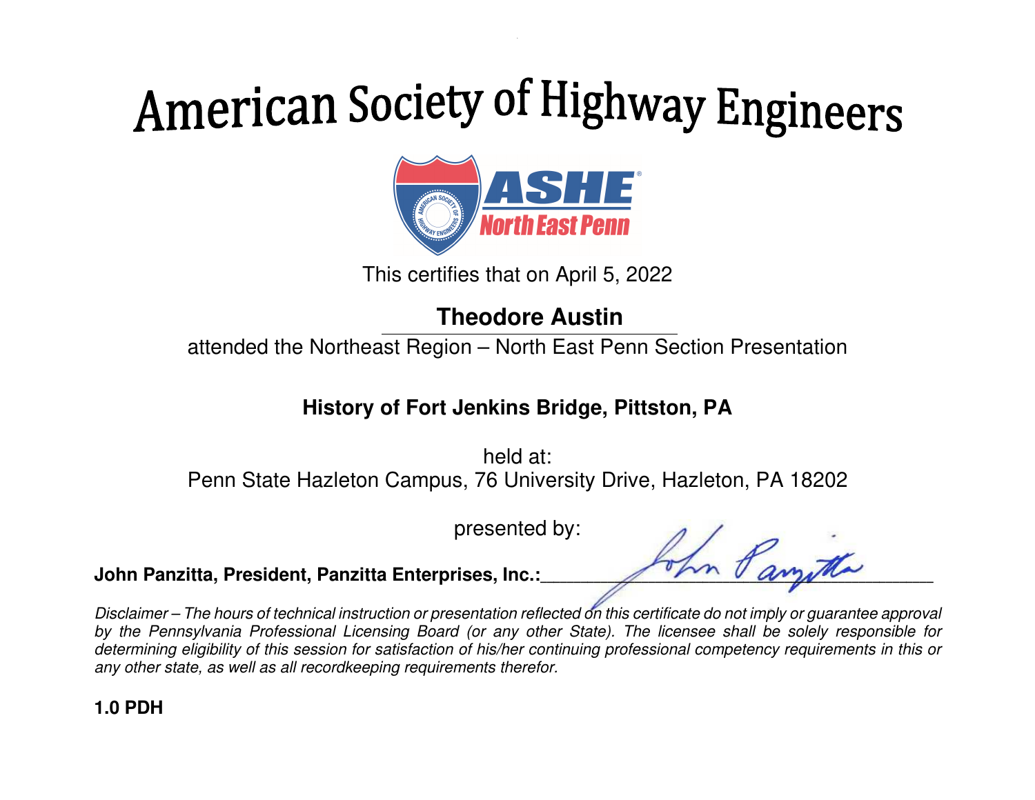# American Society of Highway Engineers

ASHE North East Penn

This certifies that on April 5, 2022

**Theodore Austin**

attended the Northeast Region – North East Penn Section Presentation

**History of Fort Jenkins Bridge, Pittston, PA**

held at:
Penn State Hazleton Campus, 76 University Drive, Hazleton, PA 18202

presented by:

**John Panzitta, President, Panzitta Enterprises, Inc.:**_______________________________

*Disclaimer – The hours of technical instruction or presentation reflected on this certificate do not imply or guarantee approval by the Pennsylvania Professional Licensing Board (or any other State). The licensee shall be solely responsible for determining eligibility of this session for satisfaction of his/her continuing professional competency requirements in this or any other state, as well as all recordkeeping requirements therefor.*

**1.0 PDH**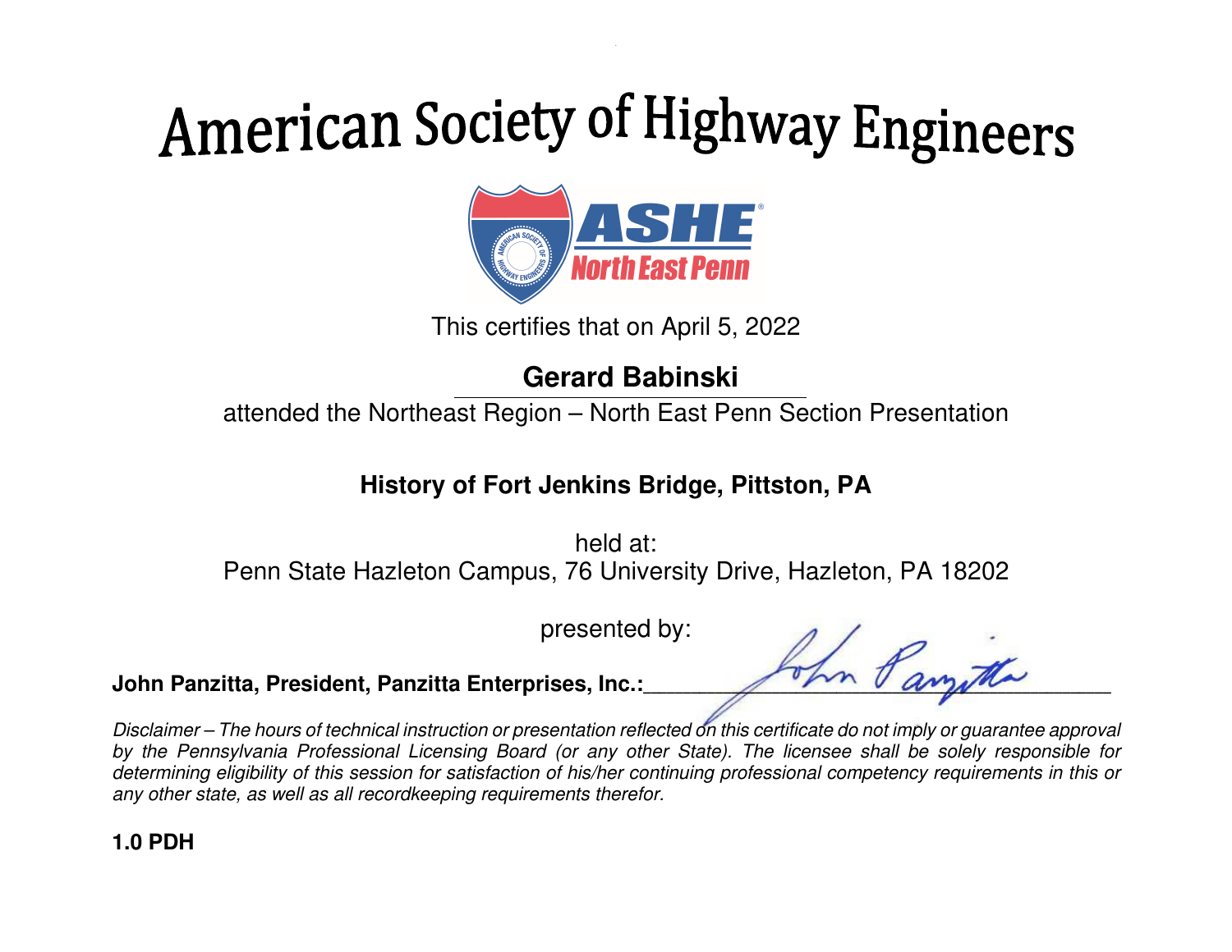# American Society of Highway Engineers

ASHE North East Penn

This certifies that on April 5, 2022

**Gerard Babinski**

attended the Northeast Region – North East Penn Section Presentation

**History of Fort Jenkins Bridge, Pittston, PA**

held at:
Penn State Hazleton Campus, 76 University Drive, Hazleton, PA 18202

presented by:

**John Panzitta, President, Panzitta Enterprises, Inc.:**\_\_\_\_\_\_\_\_\_\_\_\_\_\_\_\_\_\_\_\_\_\_\_\_\_\_\_\_\_\_

*Disclaimer – The hours of technical instruction or presentation reflected on this certificate do not imply or guarantee approval by the Pennsylvania Professional Licensing Board (or any other State). The licensee shall be solely responsible for determining eligibility of this session for satisfaction of his/her continuing professional competency requirements in this or any other state, as well as all recordkeeping requirements therefor.*

**1.0 PDH**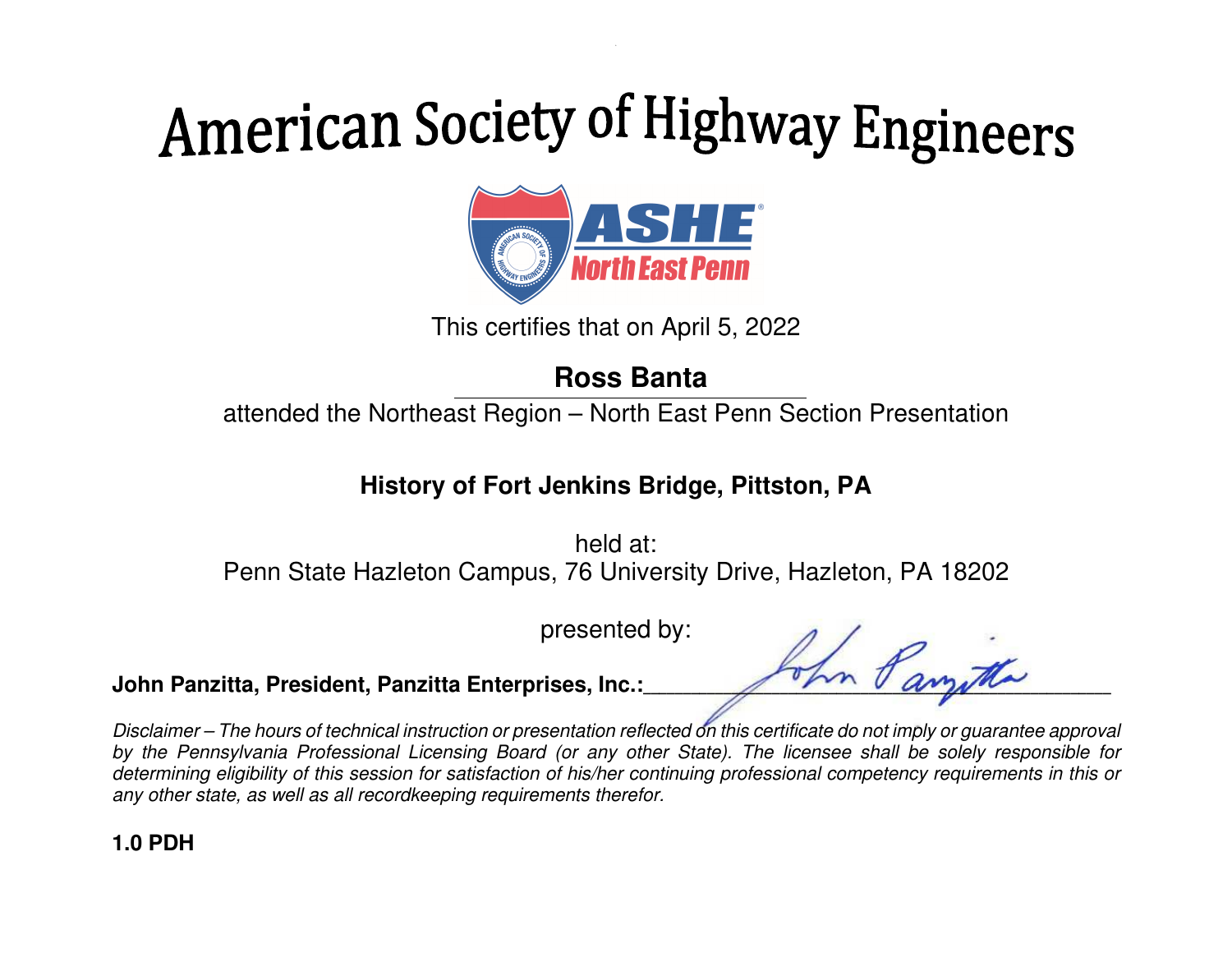# American Society of Highway Engineers

ASHE North East Penn

This certifies that on April 5, 2022

**Ross Banta**

attended the Northeast Region – North East Penn Section Presentation

**History of Fort Jenkins Bridge, Pittston, PA**

held at:
Penn State Hazleton Campus, 76 University Drive, Hazleton, PA 18202

presented by:

**John Panzitta, President, Panzitta Enterprises, Inc.:**_______________________________

*Disclaimer – The hours of technical instruction or presentation reflected on this certificate do not imply or guarantee approval by the Pennsylvania Professional Licensing Board (or any other State). The licensee shall be solely responsible for determining eligibility of this session for satisfaction of his/her continuing professional competency requirements in this or any other state, as well as all recordkeeping requirements therefor.*

**1.0 PDH**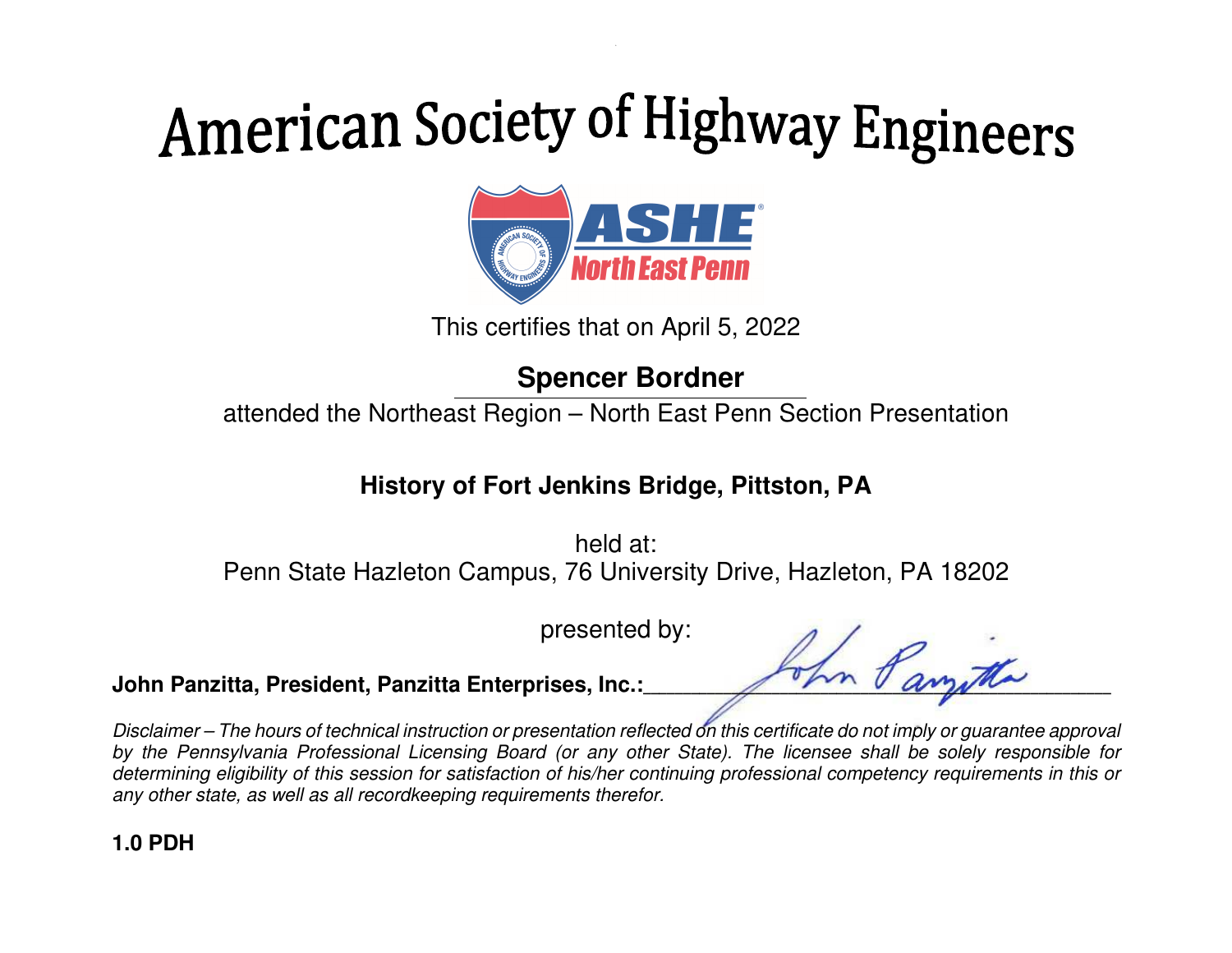# American Society of Highway Engineers

ASHE North East Penn

This certifies that on April 5, 2022

**Spencer Bordner**

attended the Northeast Region – North East Penn Section Presentation

**History of Fort Jenkins Bridge, Pittston, PA**

held at:
Penn State Hazleton Campus, 76 University Drive, Hazleton, PA 18202

presented by:

**John Panzitta, President, Panzitta Enterprises, Inc.:**______________________________

*Disclaimer – The hours of technical instruction or presentation reflected on this certificate do not imply or guarantee approval by the Pennsylvania Professional Licensing Board (or any other State). The licensee shall be solely responsible for determining eligibility of this session for satisfaction of his/her continuing professional competency requirements in this or any other state, as well as all recordkeeping requirements therefor.*

**1.0 PDH**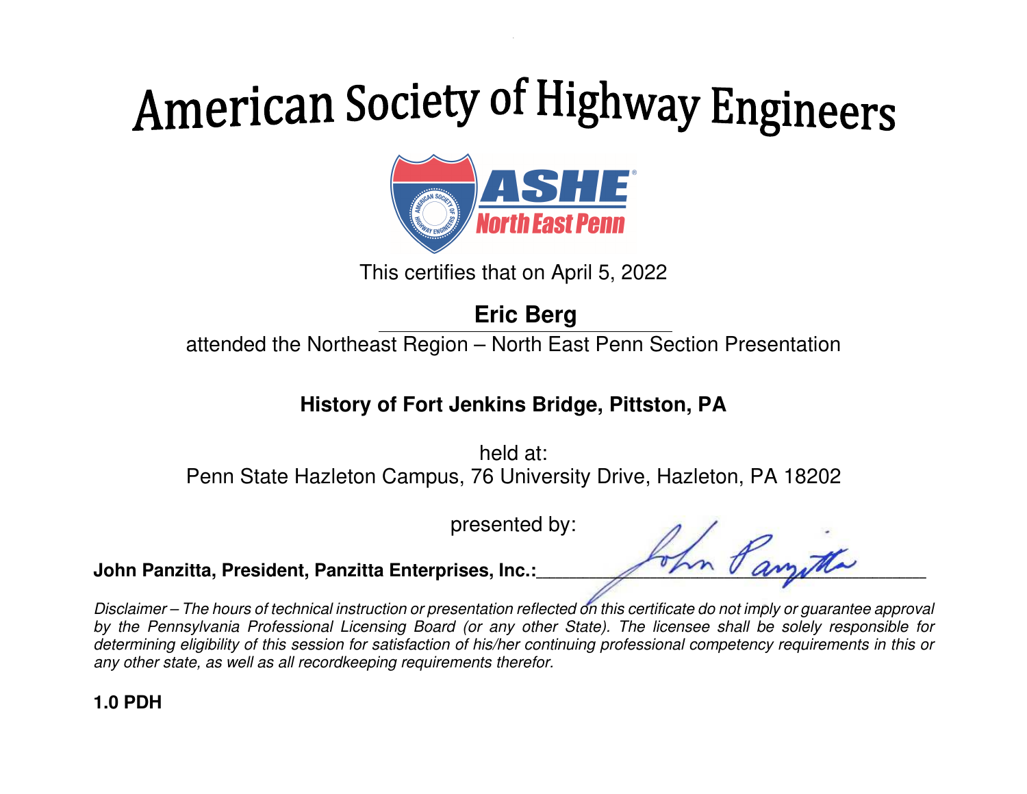# American Society of Highway Engineers

This certifies that on April 5, 2022

**Eric Berg**

attended the Northeast Region – North East Penn Section Presentation

**History of Fort Jenkins Bridge, Pittston, PA**

held at:
Penn State Hazleton Campus, 76 University Drive, Hazleton, PA 18202

presented by:

**John Panzitta, President, Panzitta Enterprises, Inc.:**\_\_\_\_\_\_\_\_\_\_\_\_\_\_\_\_\_\_\_\_\_\_\_\_\_\_\_\_\_\_

*Disclaimer – The hours of technical instruction or presentation reflected on this certificate do not imply or guarantee approval by the Pennsylvania Professional Licensing Board (or any other State). The licensee shall be solely responsible for determining eligibility of this session for satisfaction of his/her continuing professional competency requirements in this or any other state, as well as all recordkeeping requirements therefor.*

**1.0 PDH**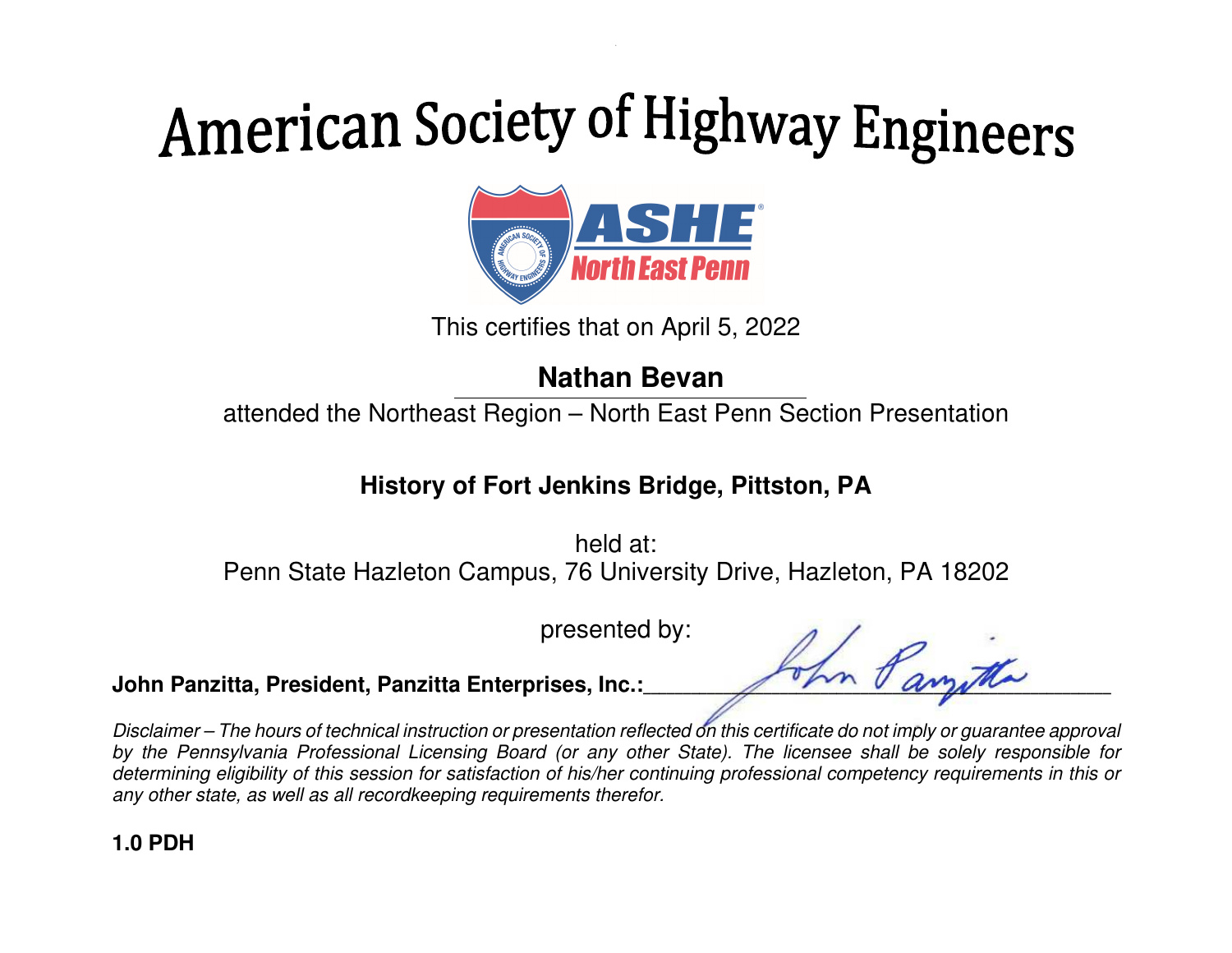# American Society of Highway Engineers

ASHE North East Penn

This certifies that on April 5, 2022

**Nathan Bevan**

attended the Northeast Region – North East Penn Section Presentation

**History of Fort Jenkins Bridge, Pittston, PA**

held at:
Penn State Hazleton Campus, 76 University Drive, Hazleton, PA 18202

presented by:

**John Panzitta, President, Panzitta Enterprises, Inc.:**\_\_\_\_\_\_\_\_\_\_\_\_\_\_\_\_\_\_\_\_\_\_\_\_\_\_\_\_\_\_

*Disclaimer – The hours of technical instruction or presentation reflected on this certificate do not imply or guarantee approval by the Pennsylvania Professional Licensing Board (or any other State). The licensee shall be solely responsible for determining eligibility of this session for satisfaction of his/her continuing professional competency requirements in this or any other state, as well as all recordkeeping requirements therefor.*

**1.0 PDH**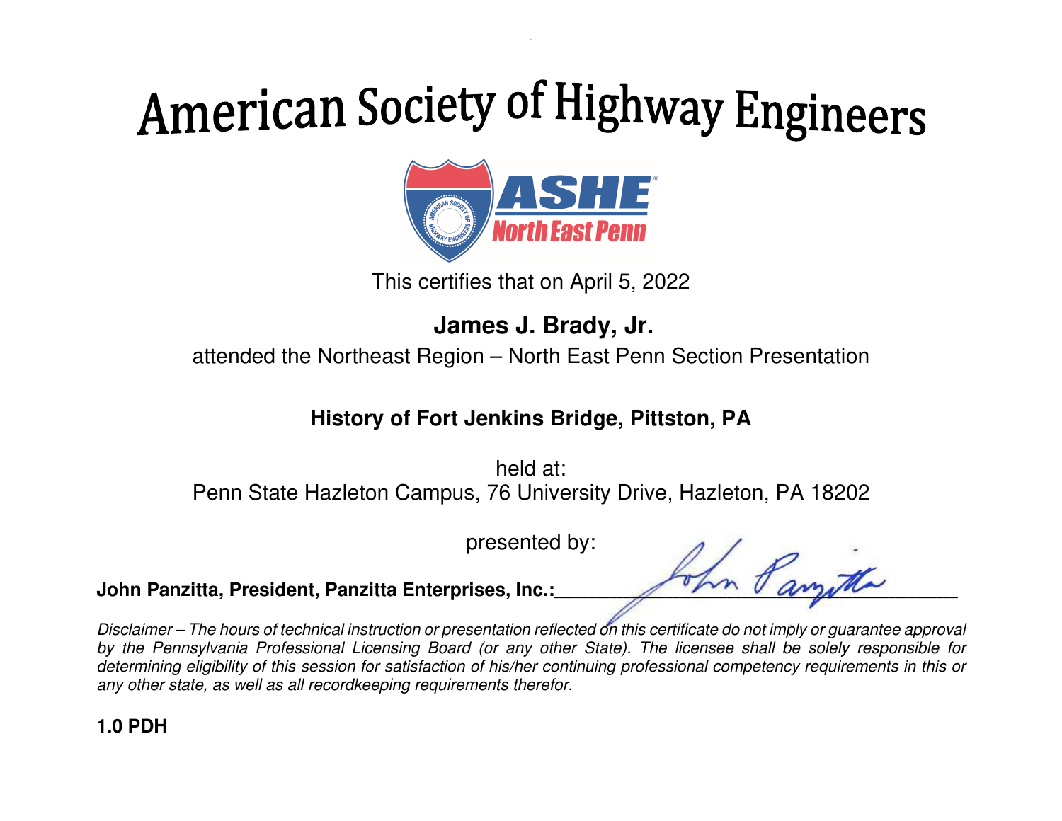# American Society of Highway Engineers

ASHE North East Penn

This certifies that on April 5, 2022

**James J. Brady, Jr.**

attended the Northeast Region – North East Penn Section Presentation

**History of Fort Jenkins Bridge, Pittston, PA**

held at:
Penn State Hazleton Campus, 76 University Drive, Hazleton, PA 18202

presented by:

**John Panzitta, President, Panzitta Enterprises, Inc.:**_______________________________

*Disclaimer – The hours of technical instruction or presentation reflected on this certificate do not imply or guarantee approval by the Pennsylvania Professional Licensing Board (or any other State). The licensee shall be solely responsible for determining eligibility of this session for satisfaction of his/her continuing professional competency requirements in this or any other state, as well as all recordkeeping requirements therefor.*

**1.0 PDH**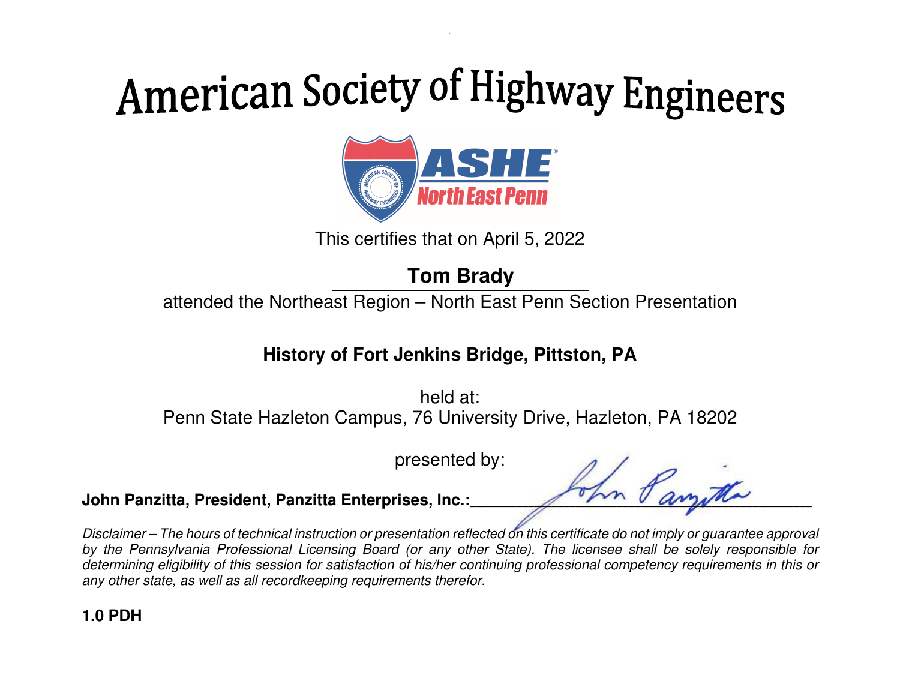# American Society of Highway Engineers

ASHE North East Penn

This certifies that on April 5, 2022

**Tom Brady**

attended the Northeast Region – North East Penn Section Presentation

**History of Fort Jenkins Bridge, Pittston, PA**

held at:
Penn State Hazleton Campus, 76 University Drive, Hazleton, PA 18202

presented by:

**John Panzitta, President, Panzitta Enterprises, Inc.:**______________________________

*Disclaimer – The hours of technical instruction or presentation reflected on this certificate do not imply or guarantee approval by the Pennsylvania Professional Licensing Board (or any other State). The licensee shall be solely responsible for determining eligibility of this session for satisfaction of his/her continuing professional competency requirements in this or any other state, as well as all recordkeeping requirements therefor.*

**1.0 PDH**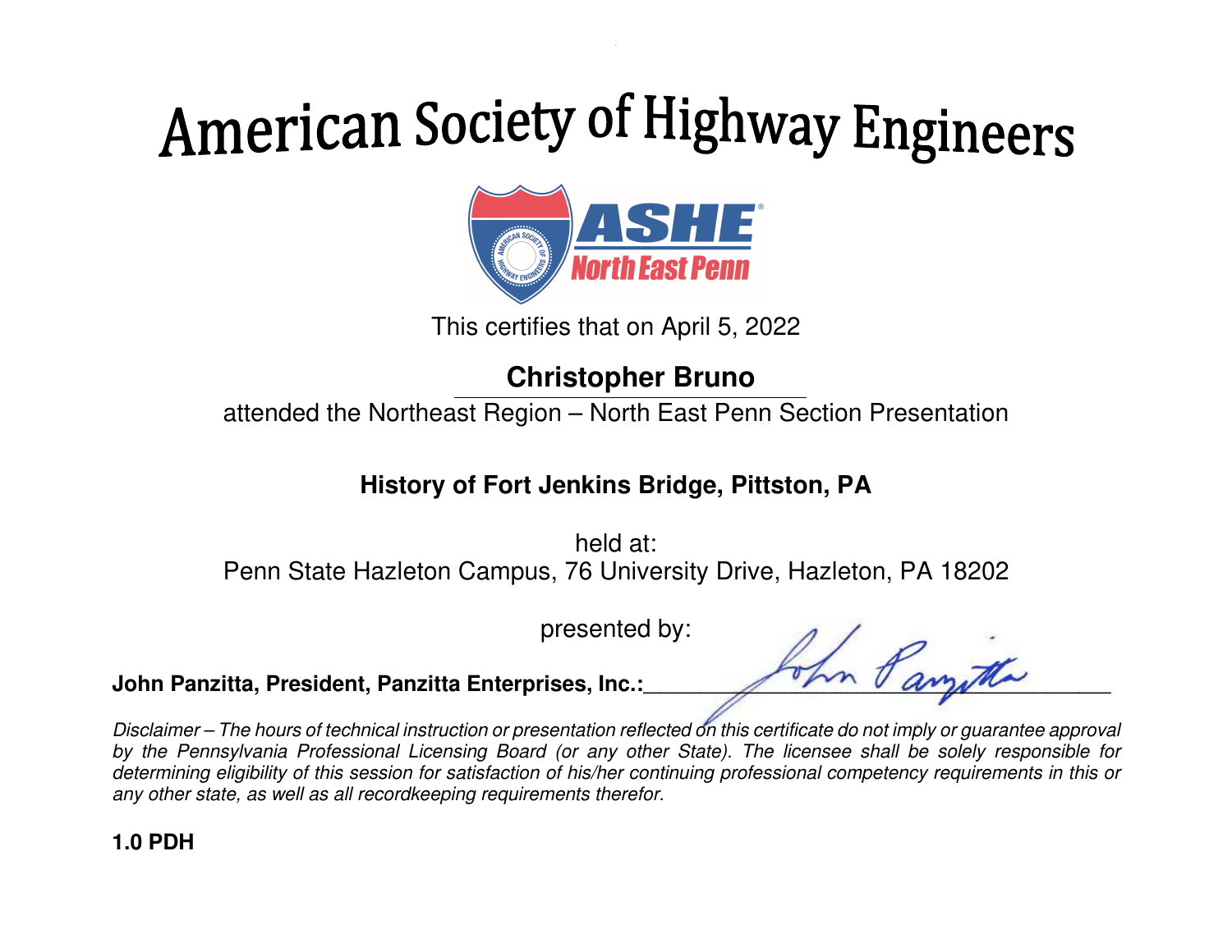# American Society of Highway Engineers

ASHE North East Penn

This certifies that on April 5, 2022

**Christopher Bruno**

attended the Northeast Region – North East Penn Section Presentation

**History of Fort Jenkins Bridge, Pittston, PA**

held at:
Penn State Hazleton Campus, 76 University Drive, Hazleton, PA 18202

presented by:

**John Panzitta, President, Panzitta Enterprises, Inc.:**\_\_\_\_\_\_\_\_\_\_\_\_\_\_\_\_\_\_\_\_\_\_\_\_\_\_\_\_\_\_\_\_

*Disclaimer – The hours of technical instruction or presentation reflected on this certificate do not imply or guarantee approval by the Pennsylvania Professional Licensing Board (or any other State). The licensee shall be solely responsible for determining eligibility of this session for satisfaction of his/her continuing professional competency requirements in this or any other state, as well as all recordkeeping requirements therefor.*

**1.0 PDH**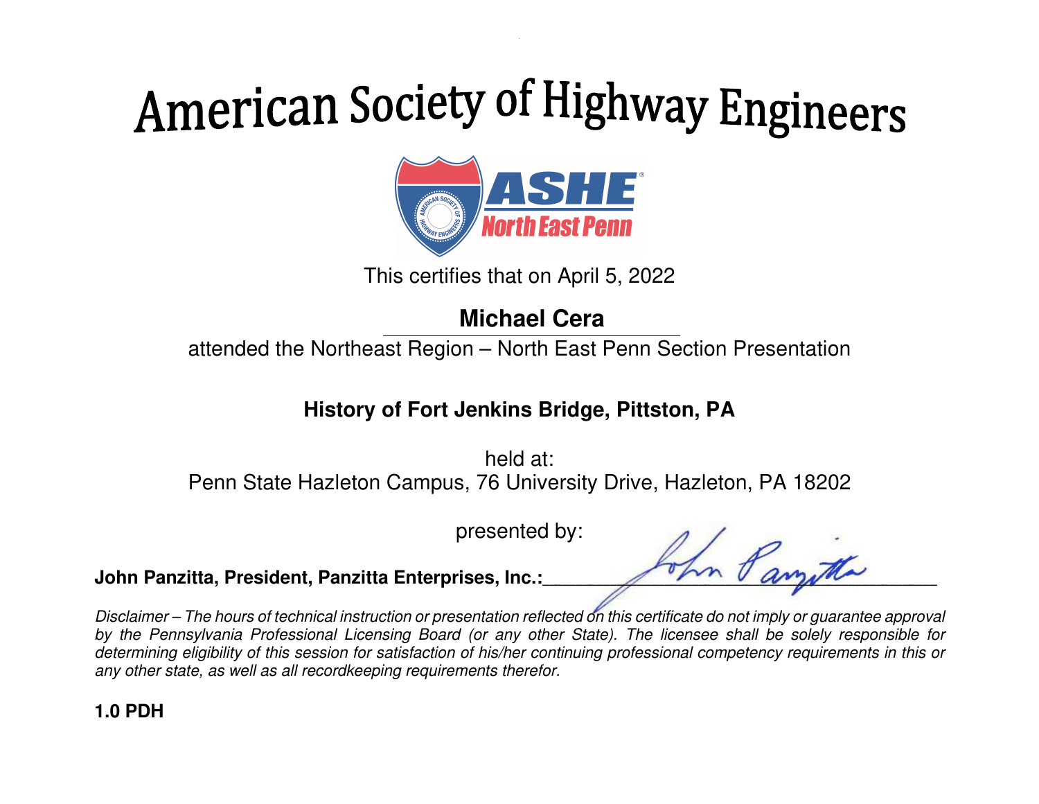# American Society of Highway Engineers

ASHE North East Penn

This certifies that on April 5, 2022

**Michael Cera**

attended the Northeast Region – North East Penn Section Presentation

**History of Fort Jenkins Bridge, Pittston, PA**

held at:
Penn State Hazleton Campus, 76 University Drive, Hazleton, PA 18202

presented by:

**John Panzitta, President, Panzitta Enterprises, Inc.:**\_\_\_\_\_\_\_\_\_\_\_\_\_\_\_\_\_\_\_\_\_\_\_\_\_\_\_\_\_\_\_\_\_\_\_\_

*Disclaimer – The hours of technical instruction or presentation reflected on this certificate do not imply or guarantee approval by the Pennsylvania Professional Licensing Board (or any other State). The licensee shall be solely responsible for determining eligibility of this session for satisfaction of his/her continuing professional competency requirements in this or any other state, as well as all recordkeeping requirements therefor.*

**1.0 PDH**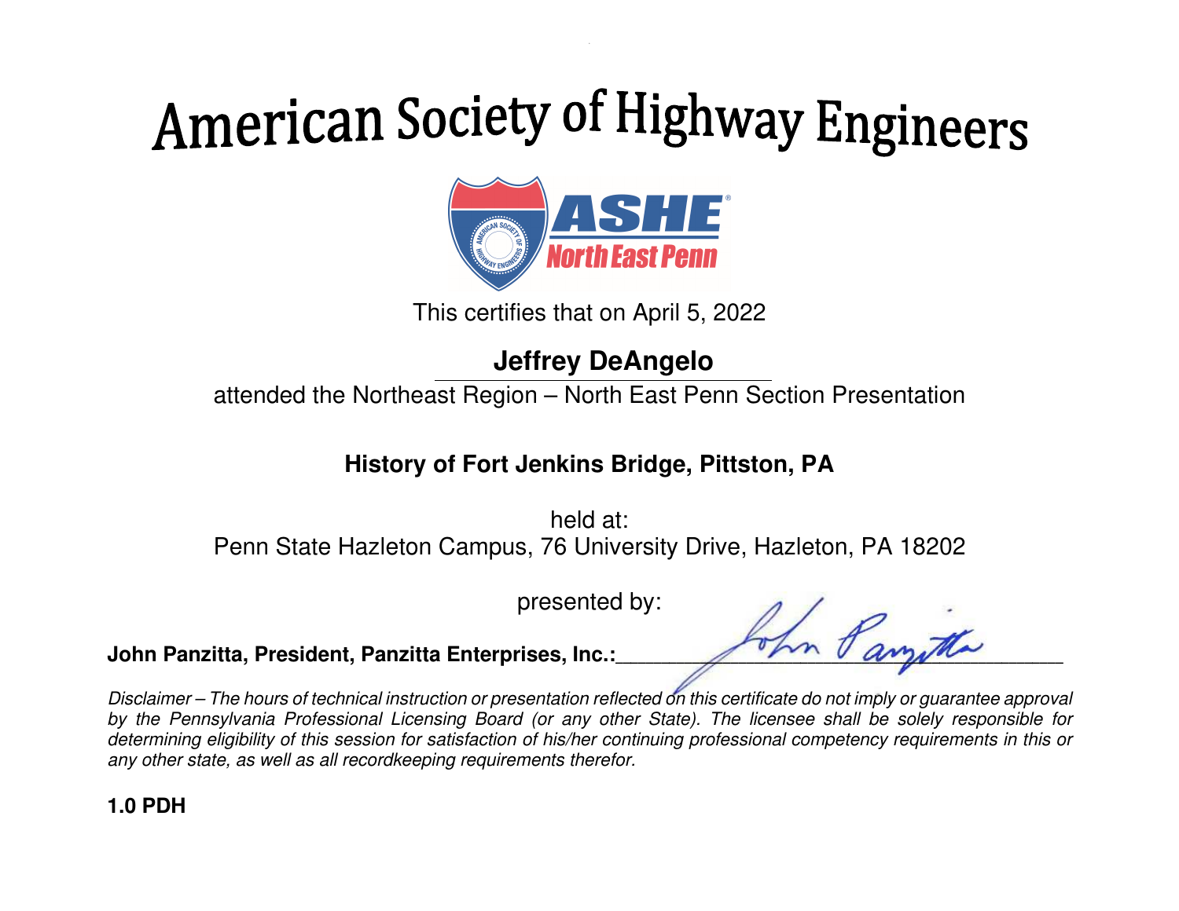# American Society of Highway Engineers

ASHE North East Penn

This certifies that on April 5, 2022

**Jeffrey DeAngelo**

attended the Northeast Region – North East Penn Section Presentation

**History of Fort Jenkins Bridge, Pittston, PA**

held at:
Penn State Hazleton Campus, 76 University Drive, Hazleton, PA 18202

presented by:

**John Panzitta, President, Panzitta Enterprises, Inc.:**_______________________________

*Disclaimer – The hours of technical instruction or presentation reflected on this certificate do not imply or guarantee approval by the Pennsylvania Professional Licensing Board (or any other State). The licensee shall be solely responsible for determining eligibility of this session for satisfaction of his/her continuing professional competency requirements in this or any other state, as well as all recordkeeping requirements therefor.*

**1.0 PDH**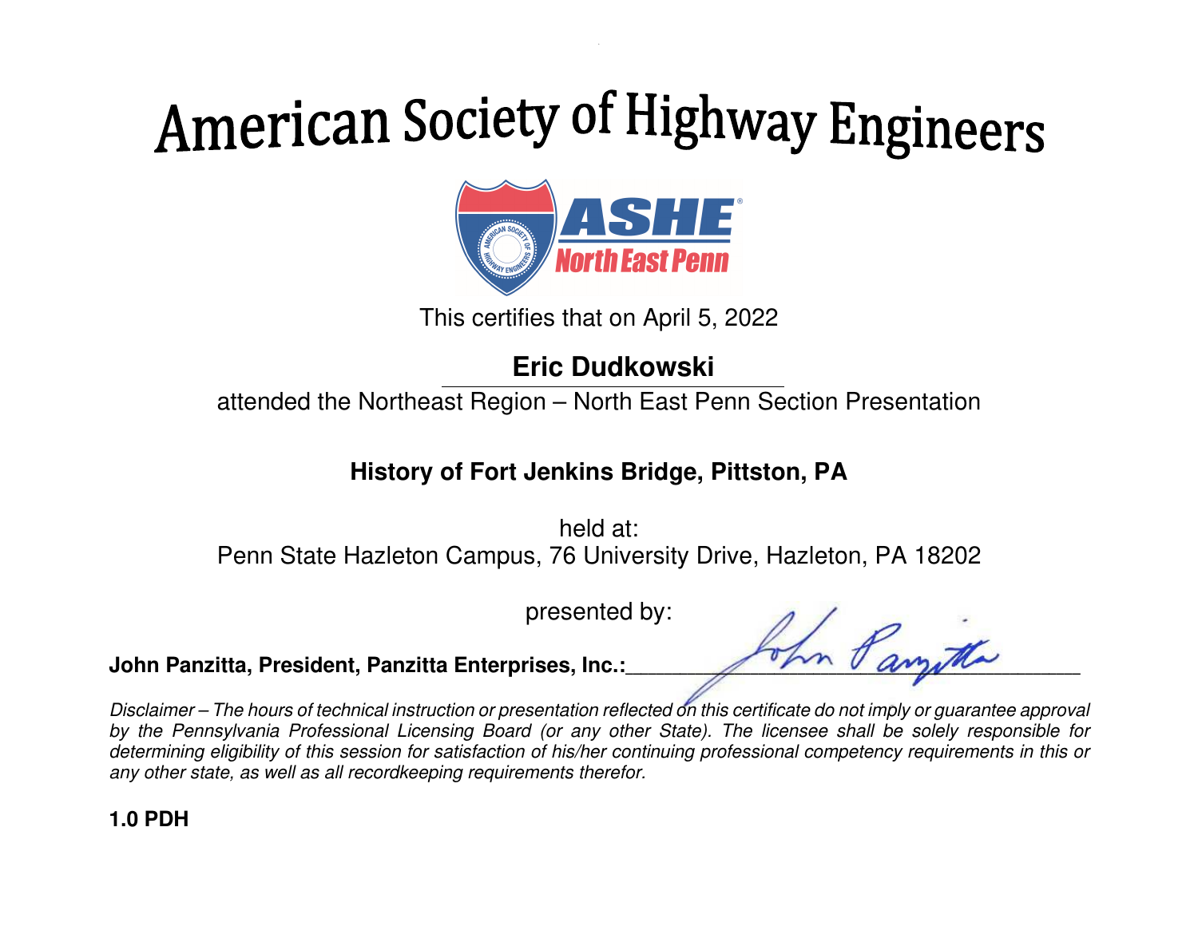# American Society of Highway Engineers

ASHE North East Penn

This certifies that on April 5, 2022

**Eric Dudkowski**

attended the Northeast Region – North East Penn Section Presentation

**History of Fort Jenkins Bridge, Pittston, PA**

held at:
Penn State Hazleton Campus, 76 University Drive, Hazleton, PA 18202

presented by:

**John Panzitta, President, Panzitta Enterprises, Inc.:**______________________________

*Disclaimer – The hours of technical instruction or presentation reflected on this certificate do not imply or guarantee approval by the Pennsylvania Professional Licensing Board (or any other State). The licensee shall be solely responsible for determining eligibility of this session for satisfaction of his/her continuing professional competency requirements in this or any other state, as well as all recordkeeping requirements therefor.*

**1.0 PDH**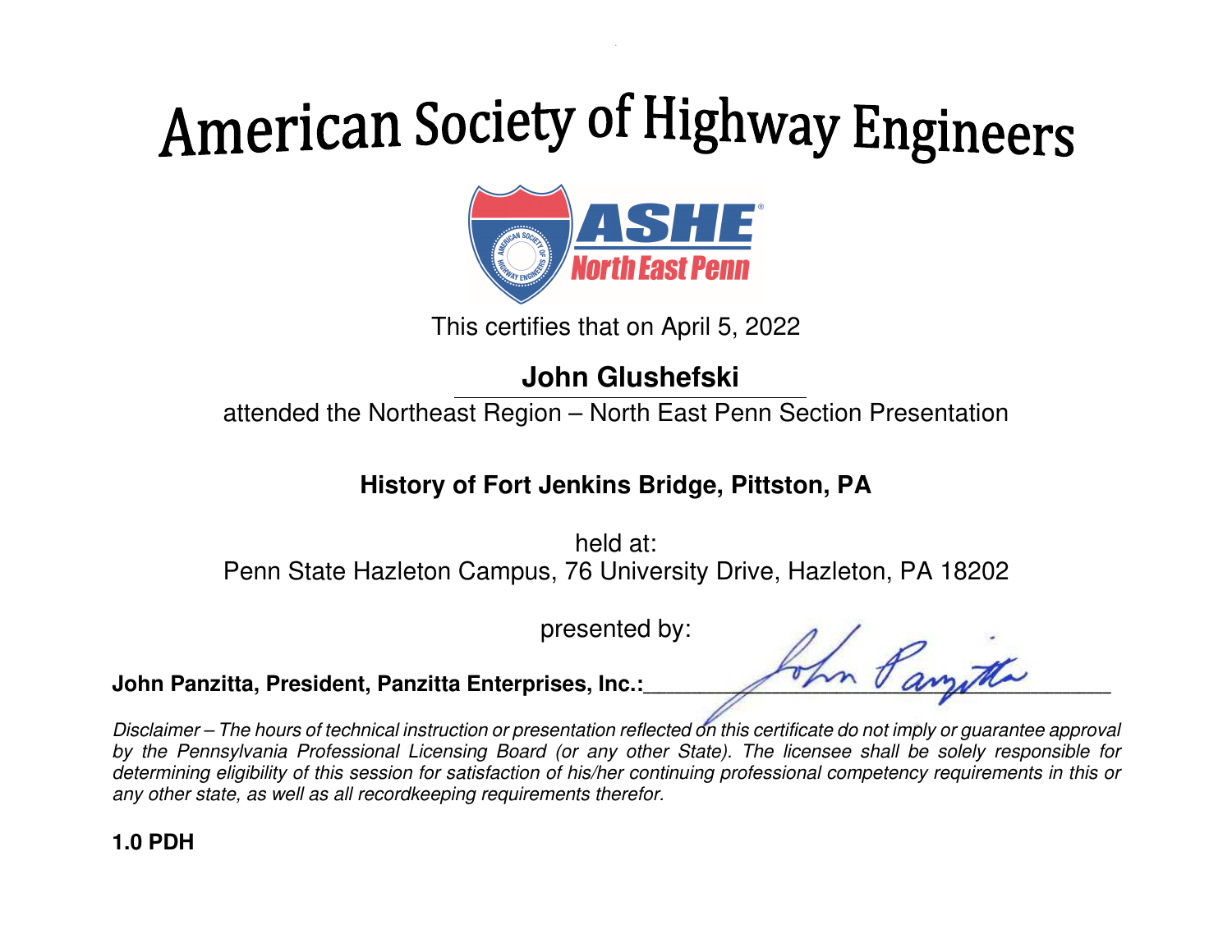# American Society of Highway Engineers

ASHE North East Penn

This certifies that on April 5, 2022

**John Glushefski**

attended the Northeast Region – North East Penn Section Presentation

**History of Fort Jenkins Bridge, Pittston, PA**

held at:
Penn State Hazleton Campus, 76 University Drive, Hazleton, PA 18202

presented by:

**John Panzitta, President, Panzitta Enterprises, Inc.:**_______________________________

*Disclaimer – The hours of technical instruction or presentation reflected on this certificate do not imply or guarantee approval by the Pennsylvania Professional Licensing Board (or any other State). The licensee shall be solely responsible for determining eligibility of this session for satisfaction of his/her continuing professional competency requirements in this or any other state, as well as all recordkeeping requirements therefor.*

**1.0 PDH**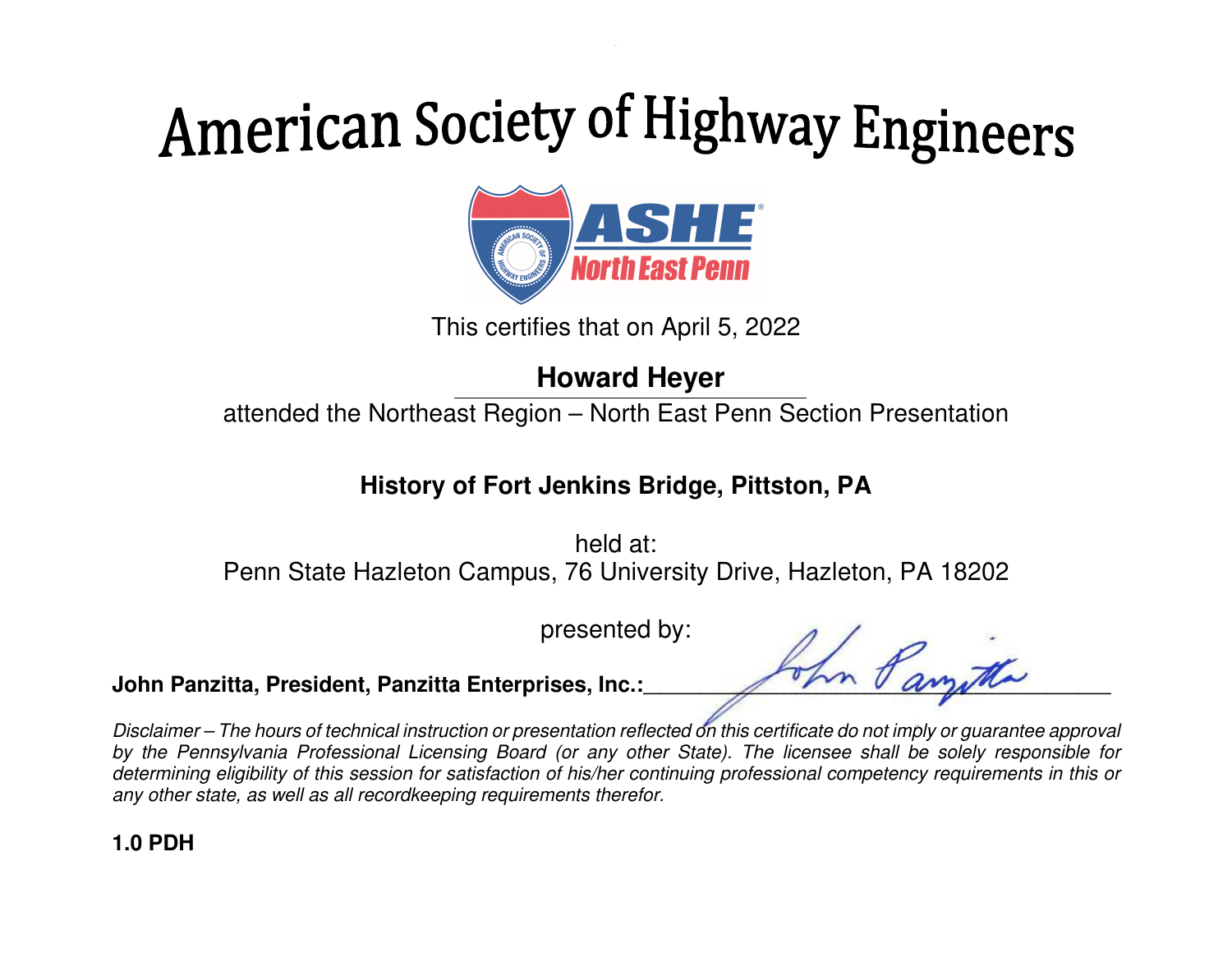# American Society of Highway Engineers

ASHE North East Penn

This certifies that on April 5, 2022

**Howard Heyer**

attended the Northeast Region – North East Penn Section Presentation

**History of Fort Jenkins Bridge, Pittston, PA**

held at:
Penn State Hazleton Campus, 76 University Drive, Hazleton, PA 18202

presented by:

**John Panzitta, President, Panzitta Enterprises, Inc.:**___________________________

*Disclaimer – The hours of technical instruction or presentation reflected on this certificate do not imply or guarantee approval by the Pennsylvania Professional Licensing Board (or any other State). The licensee shall be solely responsible for determining eligibility of this session for satisfaction of his/her continuing professional competency requirements in this or any other state, as well as all recordkeeping requirements therefor.*

**1.0 PDH**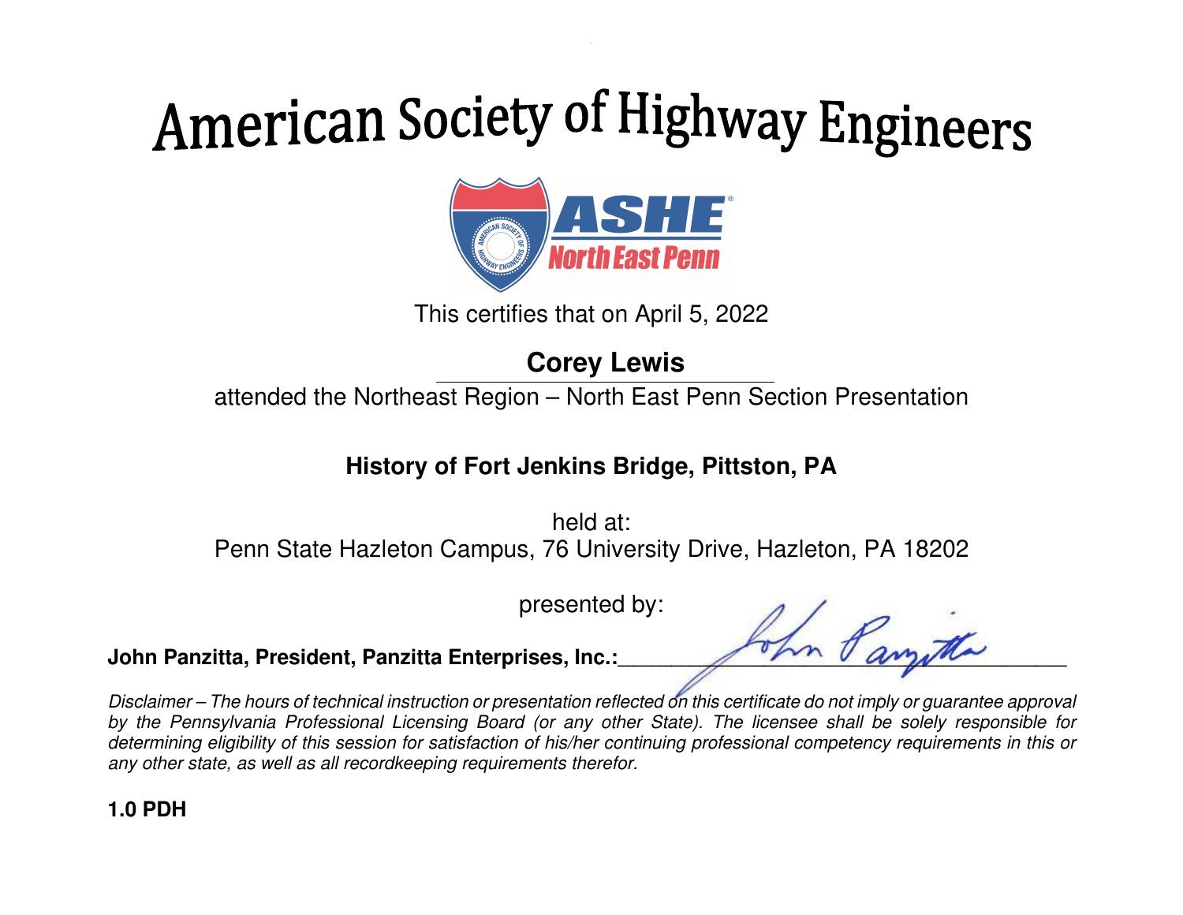# American Society of Highway Engineers

ASHE North East Penn

This certifies that on April 5, 2022

**Corey Lewis**

attended the Northeast Region – North East Penn Section Presentation

**History of Fort Jenkins Bridge, Pittston, PA**

held at:
Penn State Hazleton Campus, 76 University Drive, Hazleton, PA 18202

presented by:

**John Panzitta, President, Panzitta Enterprises, Inc.:**______________________________

*Disclaimer – The hours of technical instruction or presentation reflected on this certificate do not imply or guarantee approval by the Pennsylvania Professional Licensing Board (or any other State). The licensee shall be solely responsible for determining eligibility of this session for satisfaction of his/her continuing professional competency requirements in this or any other state, as well as all recordkeeping requirements therefor.*

**1.0 PDH**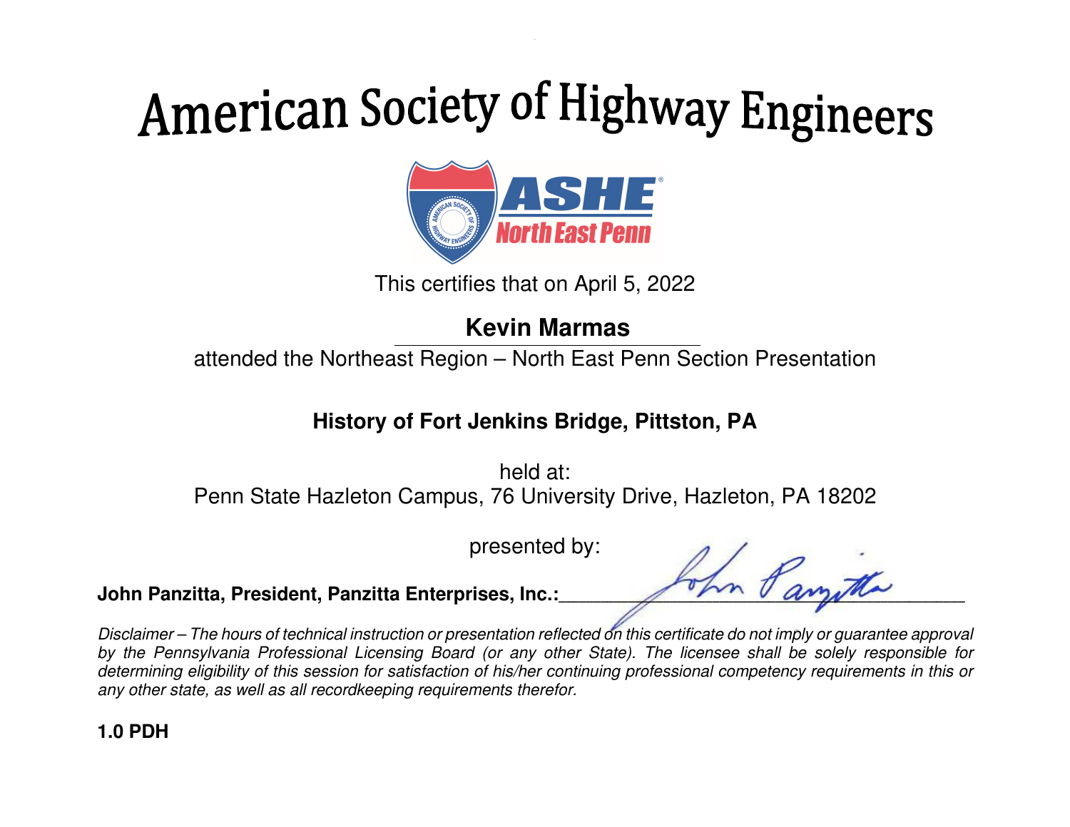# American Society of Highway Engineers

ASHE North East Penn

This certifies that on April 5, 2022

**Kevin Marmas**

attended the Northeast Region – North East Penn Section Presentation

**History of Fort Jenkins Bridge, Pittston, PA**

held at:
Penn State Hazleton Campus, 76 University Drive, Hazleton, PA 18202

presented by:

**John Panzitta, President, Panzitta Enterprises, Inc.:**_______________________________

*Disclaimer – The hours of technical instruction or presentation reflected on this certificate do not imply or guarantee approval by the Pennsylvania Professional Licensing Board (or any other State). The licensee shall be solely responsible for determining eligibility of this session for satisfaction of his/her continuing professional competency requirements in this or any other state, as well as all recordkeeping requirements therefor.*

**1.0 PDH**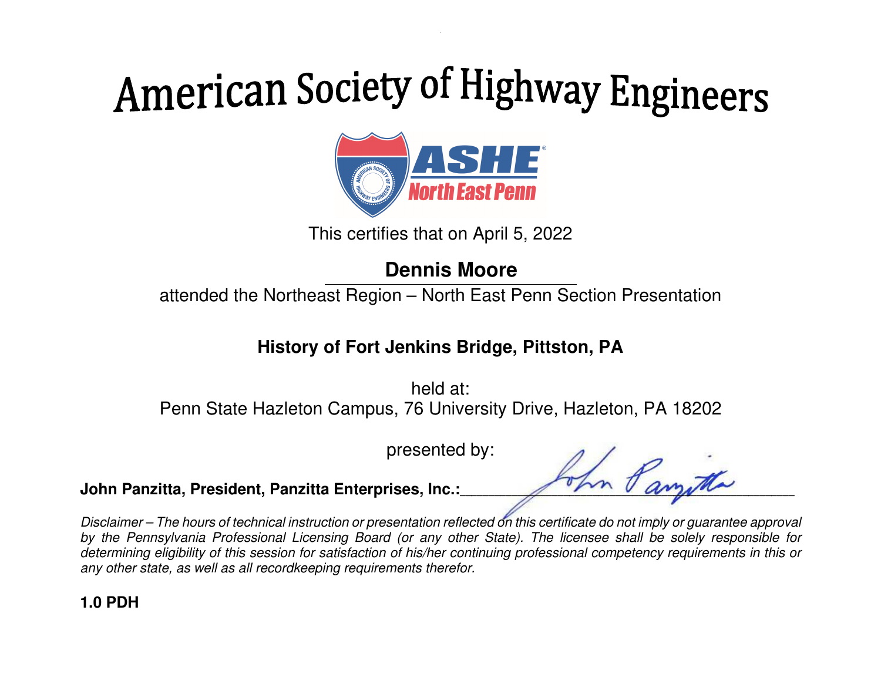# American Society of Highway Engineers

This certifies that on April 5, 2022

**Dennis Moore**

attended the Northeast Region – North East Penn Section Presentation

**History of Fort Jenkins Bridge, Pittston, PA**

held at:
Penn State Hazleton Campus, 76 University Drive, Hazleton, PA 18202

presented by:

**John Panzitta, President, Panzitta Enterprises, Inc.:**\_\_\_\_\_\_\_\_\_\_\_\_\_\_\_\_\_\_\_\_\_\_\_\_\_\_\_\_\_\_\_\_

*Disclaimer – The hours of technical instruction or presentation reflected on this certificate do not imply or guarantee approval by the Pennsylvania Professional Licensing Board (or any other State). The licensee shall be solely responsible for determining eligibility of this session for satisfaction of his/her continuing professional competency requirements in this or any other state, as well as all recordkeeping requirements therefor.*

**1.0 PDH**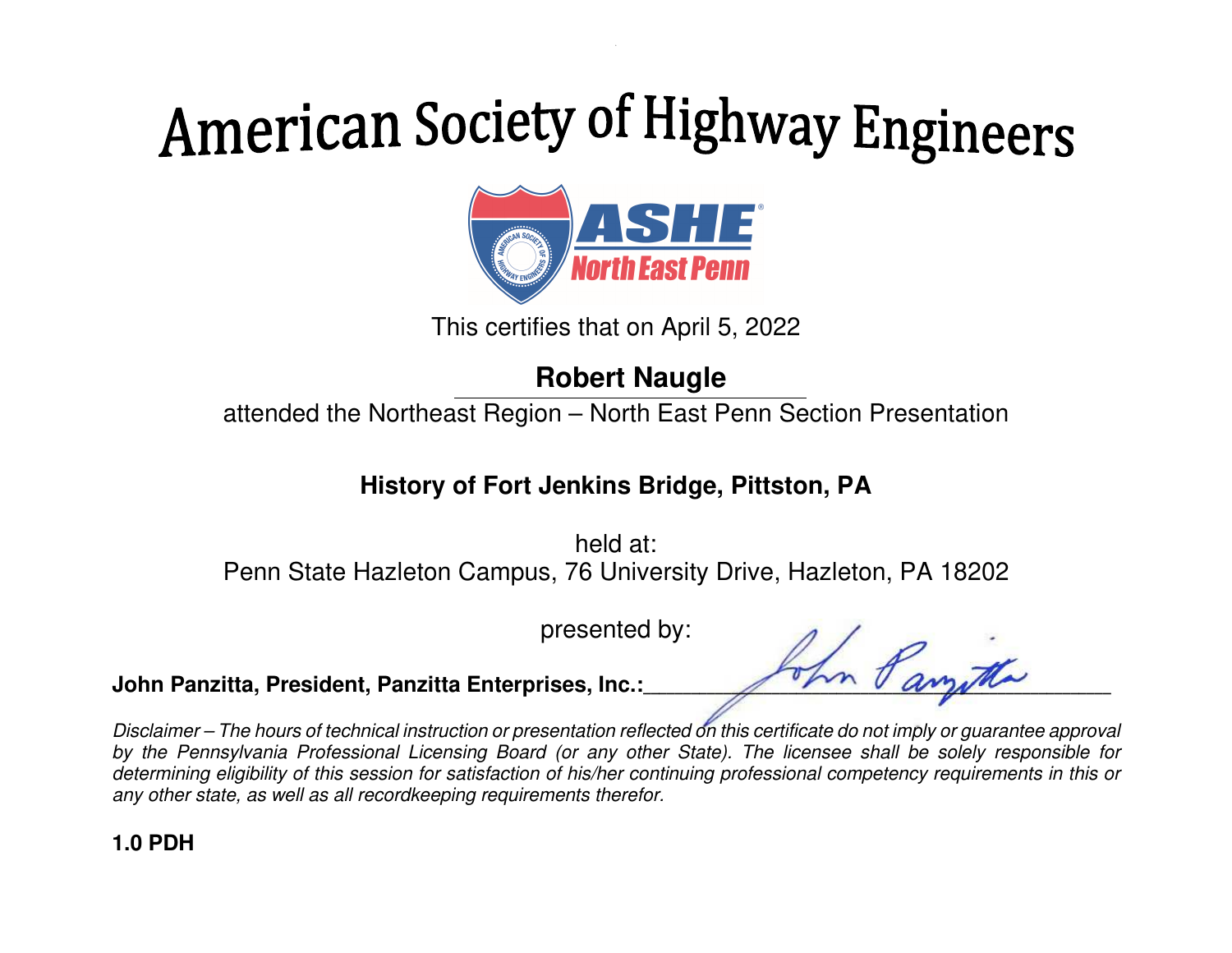# American Society of Highway Engineers

ASHE North East Penn

This certifies that on April 5, 2022

**Robert Naugle**

attended the Northeast Region – North East Penn Section Presentation

**History of Fort Jenkins Bridge, Pittston, PA**

held at:
Penn State Hazleton Campus, 76 University Drive, Hazleton, PA 18202

presented by:

**John Panzitta, President, Panzitta Enterprises, Inc.:**\_\_\_\_\_\_\_\_\_\_\_\_\_\_\_\_\_\_\_\_\_\_\_\_\_\_\_\_\_\_\_\_

*Disclaimer – The hours of technical instruction or presentation reflected on this certificate do not imply or guarantee approval by the Pennsylvania Professional Licensing Board (or any other State). The licensee shall be solely responsible for determining eligibility of this session for satisfaction of his/her continuing professional competency requirements in this or any other state, as well as all recordkeeping requirements therefor.*

**1.0 PDH**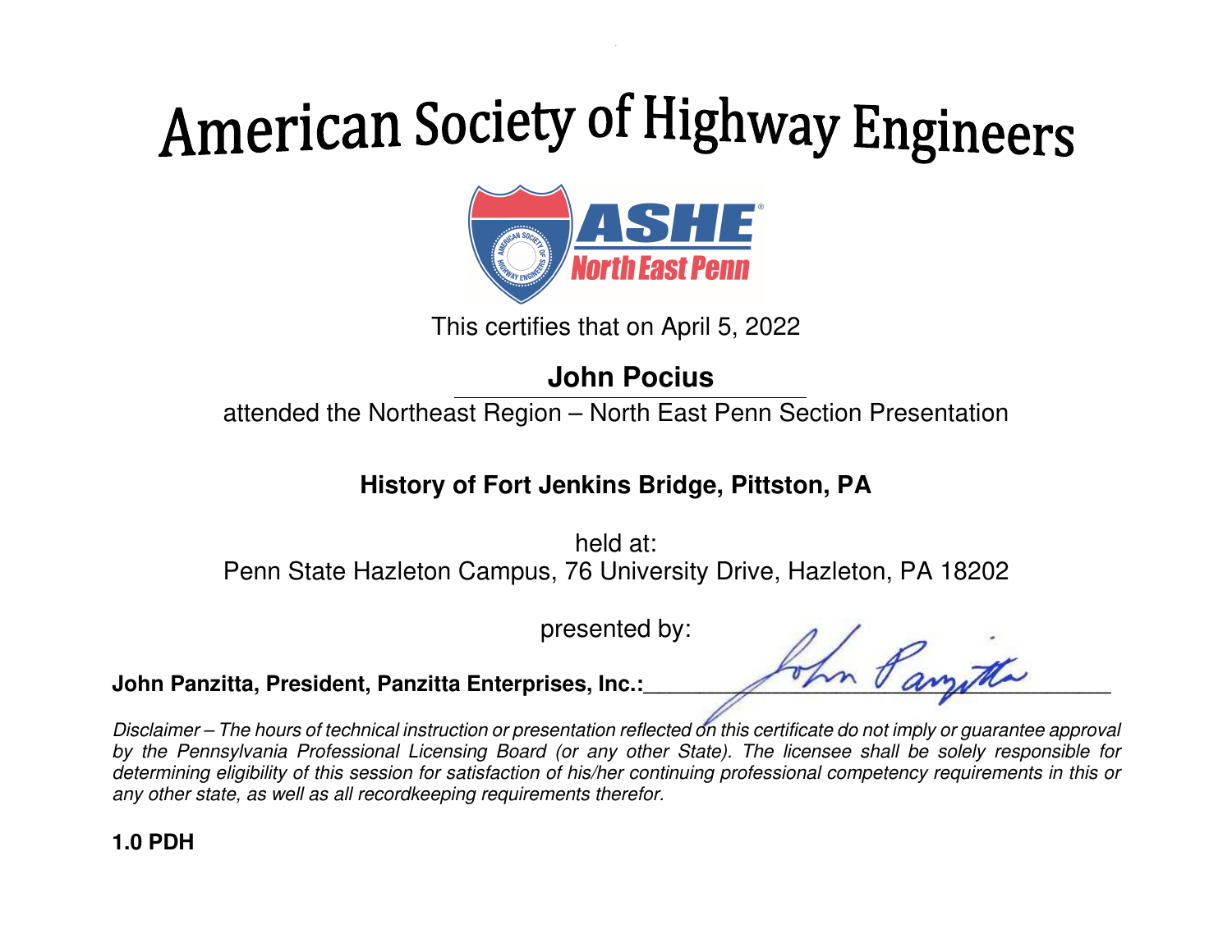# American Society of Highway Engineers

ASHE North East Penn

This certifies that on April 5, 2022

**John Pocius**

attended the Northeast Region – North East Penn Section Presentation

**History of Fort Jenkins Bridge, Pittston, PA**

held at:
Penn State Hazleton Campus, 76 University Drive, Hazleton, PA 18202

presented by:

**John Panzitta, President, Panzitta Enterprises, Inc.:**___________________________________

*Disclaimer – The hours of technical instruction or presentation reflected on this certificate do not imply or guarantee approval by the Pennsylvania Professional Licensing Board (or any other State). The licensee shall be solely responsible for determining eligibility of this session for satisfaction of his/her continuing professional competency requirements in this or any other state, as well as all recordkeeping requirements therefor.*

**1.0 PDH**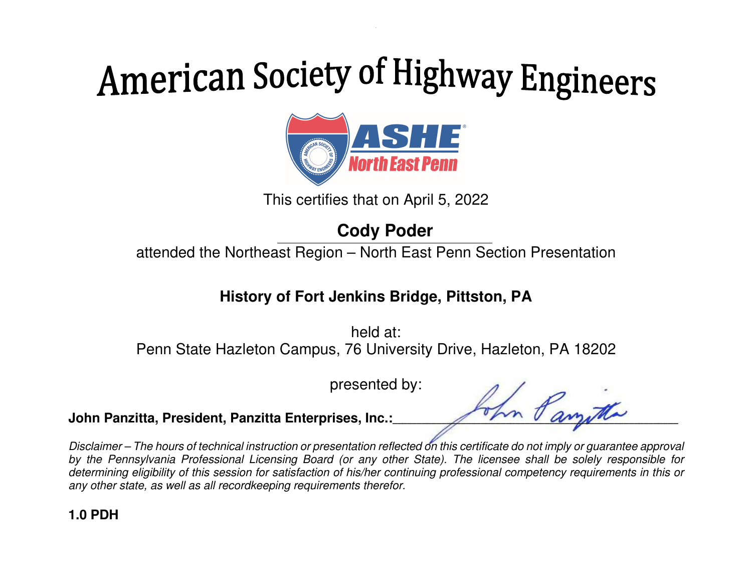# American Society of Highway Engineers

ASHE North East Penn

This certifies that on April 5, 2022

**Cody Poder**

attended the Northeast Region – North East Penn Section Presentation

**History of Fort Jenkins Bridge, Pittston, PA**

held at:
Penn State Hazleton Campus, 76 University Drive, Hazleton, PA 18202

presented by:

**John Panzitta, President, Panzitta Enterprises, Inc.:**\_\_\_\_\_\_\_\_\_\_\_\_\_\_\_\_\_\_\_\_\_\_\_\_\_\_\_\_\_\_\_\_

*Disclaimer – The hours of technical instruction or presentation reflected on this certificate do not imply or guarantee approval by the Pennsylvania Professional Licensing Board (or any other State). The licensee shall be solely responsible for determining eligibility of this session for satisfaction of his/her continuing professional competency requirements in this or any other state, as well as all recordkeeping requirements therefor.*

**1.0 PDH**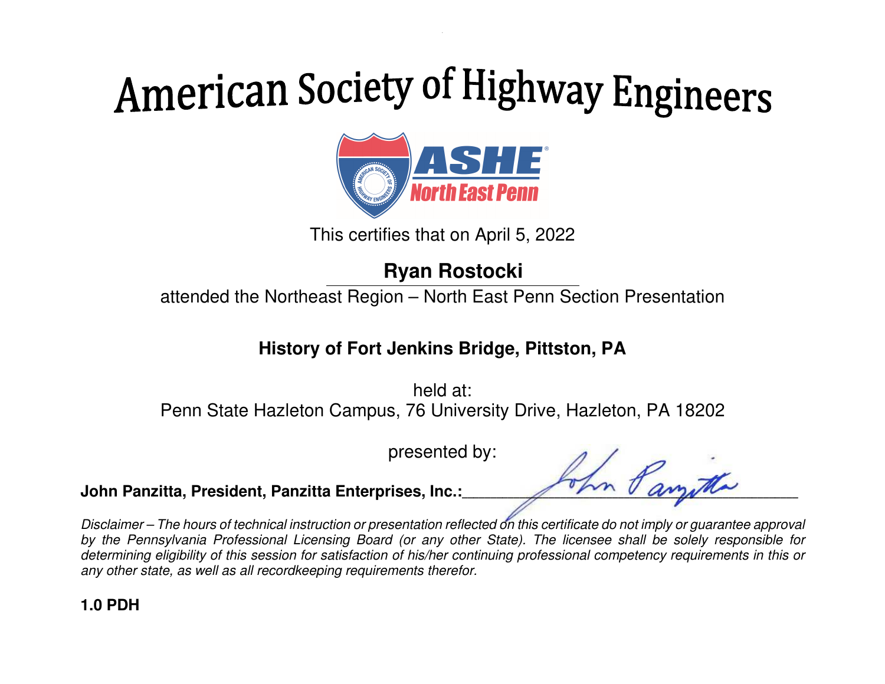# American Society of Highway Engineers

ASHE North East Penn

This certifies that on April 5, 2022

**Ryan Rostocki**

attended the Northeast Region – North East Penn Section Presentation

**History of Fort Jenkins Bridge, Pittston, PA**

held at:
Penn State Hazleton Campus, 76 University Drive, Hazleton, PA 18202

presented by:

**John Panzitta, President, Panzitta Enterprises, Inc.:** ______________________________

*Disclaimer – The hours of technical instruction or presentation reflected on this certificate do not imply or guarantee approval by the Pennsylvania Professional Licensing Board (or any other State). The licensee shall be solely responsible for determining eligibility of this session for satisfaction of his/her continuing professional competency requirements in this or any other state, as well as all recordkeeping requirements therefor.*

**1.0 PDH**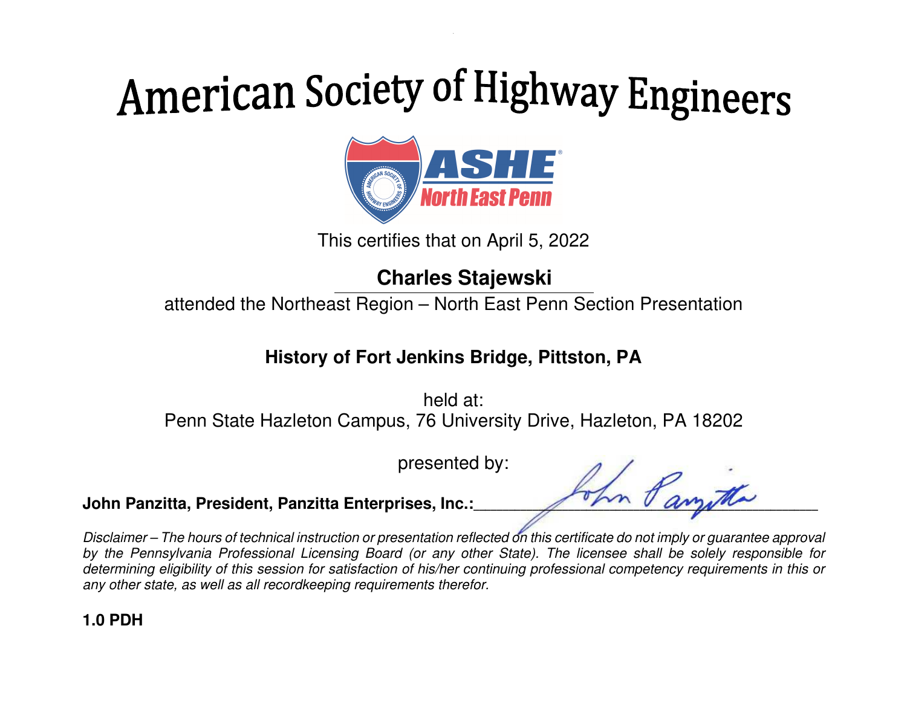# American Society of Highway Engineers

This certifies that on April 5, 2022

**Charles Stajewski**

attended the Northeast Region – North East Penn Section Presentation

**History of Fort Jenkins Bridge, Pittston, PA**

held at:
Penn State Hazleton Campus, 76 University Drive, Hazleton, PA 18202

presented by:

**John Panzitta, President, Panzitta Enterprises, Inc.:**\_\_\_\_\_\_\_\_\_\_\_\_\_\_\_\_\_\_\_\_\_\_\_\_\_\_\_\_\_\_

*Disclaimer – The hours of technical instruction or presentation reflected on this certificate do not imply or guarantee approval by the Pennsylvania Professional Licensing Board (or any other State). The licensee shall be solely responsible for determining eligibility of this session for satisfaction of his/her continuing professional competency requirements in this or any other state, as well as all recordkeeping requirements therefor.*

**1.0 PDH**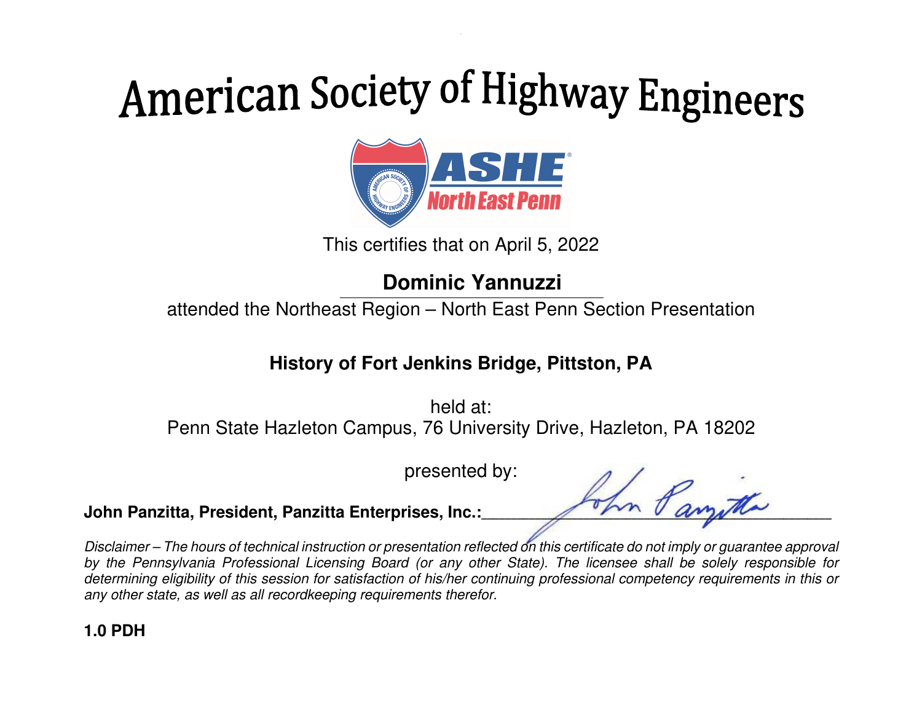# American Society of Highway Engineers

ASHE North East Penn

This certifies that on April 5, 2022

**Dominic Yannuzzi**

attended the Northeast Region – North East Penn Section Presentation

**History of Fort Jenkins Bridge, Pittston, PA**

held at:
Penn State Hazleton Campus, 76 University Drive, Hazleton, PA 18202

presented by:

**John Panzitta, President, Panzitta Enterprises, Inc.:**______________________________

*Disclaimer – The hours of technical instruction or presentation reflected on this certificate do not imply or guarantee approval by the Pennsylvania Professional Licensing Board (or any other State). The licensee shall be solely responsible for determining eligibility of this session for satisfaction of his/her continuing professional competency requirements in this or any other state, as well as all recordkeeping requirements therefor.*

**1.0 PDH**